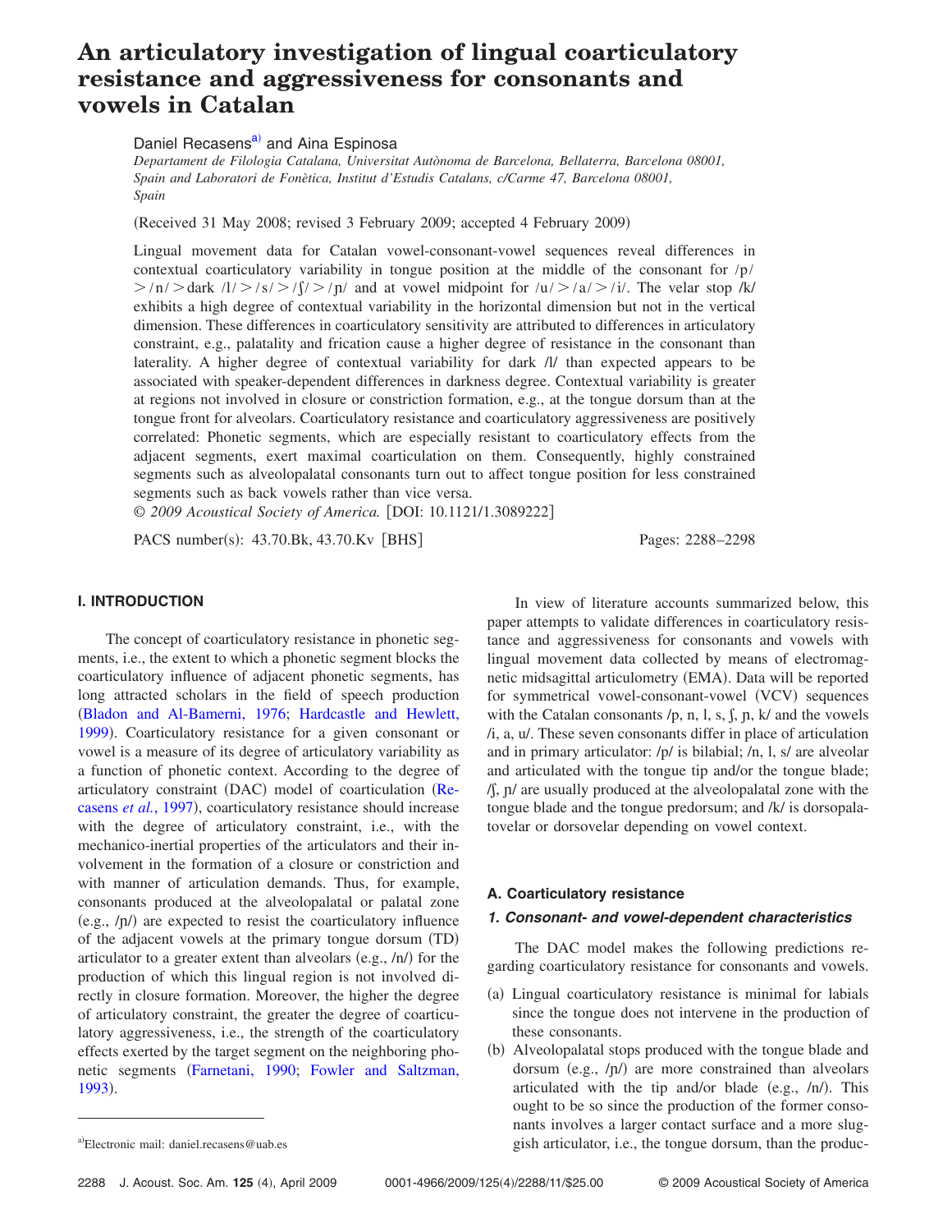# An articulatory investigation of lingual coarticulatory resistance and aggressiveness for consonants and vowels in Catalan

Daniel Recasens[a] and Aina Espinosa

*Departament de Filologia Catalana, Universitat Autònoma de Barcelona, Bellaterra, Barcelona 08001, Spain and Laboratori de Fonètica, Institut d'Estudis Catalans, c/Carme 47, Barcelona 08001, Spain*

(Received 31 May 2008; revised 3 February 2009; accepted 4 February 2009)

Lingual movement data for Catalan vowel-consonant-vowel sequences reveal differences in contextual coarticulatory variability in tongue position at the middle of the consonant for /p/ > /n/ > dark /l/ > /s/ > /ʃ/ > /ɲ/ and at vowel midpoint for /u/ > /a/ > /i/. The velar stop /k/ exhibits a high degree of contextual variability in the horizontal dimension but not in the vertical dimension. These differences in coarticulatory sensitivity are attributed to differences in articulatory constraint, e.g., palatality and frication cause a higher degree of resistance in the consonant than laterality. A higher degree of contextual variability for dark /l/ than expected appears to be associated with speaker-dependent differences in darkness degree. Contextual variability is greater at regions not involved in closure or constriction formation, e.g., at the tongue dorsum than at the tongue front for alveolars. Coarticulatory resistance and coarticulatory aggressiveness are positively correlated: Phonetic segments, which are especially resistant to coarticulatory effects from the adjacent segments, exert maximal coarticulation on them. Consequently, highly constrained segments such as alveolopalatal consonants turn out to affect tongue position for less constrained segments such as back vowels rather than vice versa.

*© 2009 Acoustical Society of America.* [DOI: 10.1121/1.3089222]

PACS number(s): 43.70.Bk, 43.70.Kv [BHS] Pages: 2288–2298

## I. INTRODUCTION

The concept of coarticulatory resistance in phonetic segments, i.e., the extent to which a phonetic segment blocks the coarticulatory influence of adjacent phonetic segments, has long attracted scholars in the field of speech production (Bladon and Al-Bamerni, 1976; Hardcastle and Hewlett, 1999). Coarticulatory resistance for a given consonant or vowel is a measure of its degree of articulatory variability as a function of phonetic context. According to the degree of articulatory constraint (DAC) model of coarticulation (Recasens *et al.*, 1997), coarticulatory resistance should increase with the degree of articulatory constraint, i.e., with the mechanico-inertial properties of the articulators and their involvement in the formation of a closure or constriction and with manner of articulation demands. Thus, for example, consonants produced at the alveolopalatal or palatal zone (e.g., /ɲ/) are expected to resist the coarticulatory influence of the adjacent vowels at the primary tongue dorsum (TD) articulator to a greater extent than alveolars (e.g., /n/) for the production of which this lingual region is not involved directly in closure formation. Moreover, the higher the degree of articulatory constraint, the greater the degree of coarticulatory aggressiveness, i.e., the strength of the coarticulatory effects exerted by the target segment on the neighboring phonetic segments (Farnetani, 1990; Fowler and Saltzman, 1993).

In view of literature accounts summarized below, this paper attempts to validate differences in coarticulatory resistance and aggressiveness for consonants and vowels with lingual movement data collected by means of electromagnetic midsagittal articulometry (EMA). Data will be reported for symmetrical vowel-consonant-vowel (VCV) sequences with the Catalan consonants /p, n, l, s, ʃ, ɲ, k/ and the vowels /i, a, u/. These seven consonants differ in place of articulation and in primary articulator: /p/ is bilabial; /n, l, s/ are alveolar and articulated with the tongue tip and/or the tongue blade; /ʃ, ɲ/ are usually produced at the alveolopalatal zone with the tongue blade and the tongue predorsum; and /k/ is dorsopalatovelar or dorsovelar depending on vowel context.

### A. Coarticulatory resistance

#### *1. Consonant- and vowel-dependent characteristics*

The DAC model makes the following predictions regarding coarticulatory resistance for consonants and vowels.

(a) Lingual coarticulatory resistance is minimal for labials since the tongue does not intervene in the production of these consonants.

(b) Alveolopalatal stops produced with the tongue blade and dorsum (e.g., /ɲ/) are more constrained than alveolars articulated with the tip and/or blade (e.g., /n/). This ought to be so since the production of the former consonants involves a larger contact surface and a more sluggish articulator, i.e., the tongue dorsum, than the produc-

[a] Electronic mail: daniel.recasens@uab.es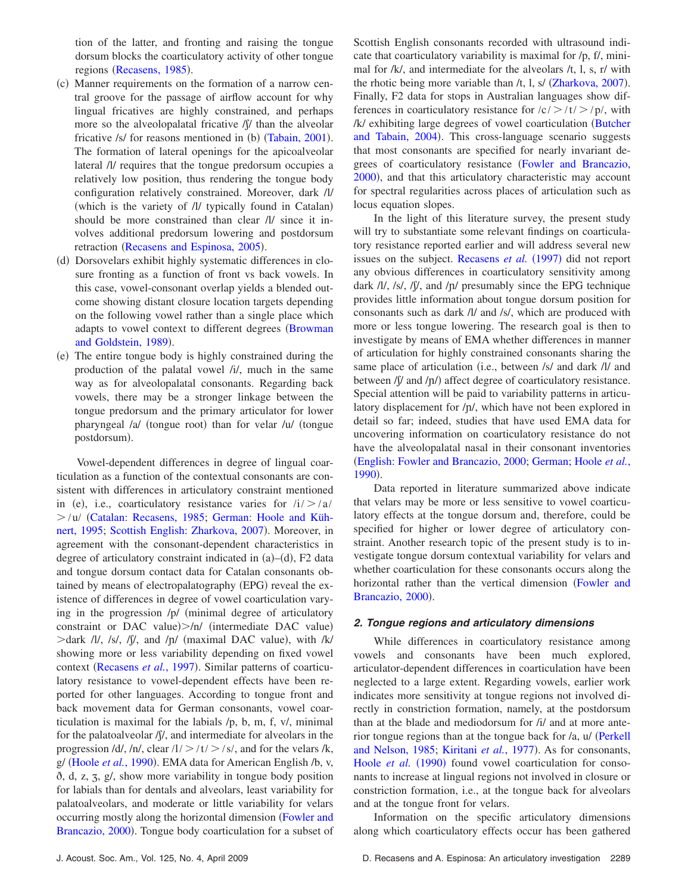tion of the latter, and fronting and raising the tongue dorsum blocks the coarticulatory activity of other tongue regions (Recasens, 1985).

(c) Manner requirements on the formation of a narrow central groove for the passage of airflow account for why lingual fricatives are highly constrained, and perhaps more so the alveolopalatal fricative /ʃ/ than the alveolar fricative /s/ for reasons mentioned in (b) (Tabain, 2001). The formation of lateral openings for the apicoalveolar lateral /l/ requires that the tongue predorsum occupies a relatively low position, thus rendering the tongue body configuration relatively constrained. Moreover, dark /l/ (which is the variety of /l/ typically found in Catalan) should be more constrained than clear /l/ since it involves additional predorsum lowering and postdorsum retraction (Recasens and Espinosa, 2005).

(d) Dorsovelars exhibit highly systematic differences in closure fronting as a function of front vs back vowels. In this case, vowel-consonant overlap yields a blended outcome showing distant closure location targets depending on the following vowel rather than a single place which adapts to vowel context to different degrees (Browman and Goldstein, 1989).

(e) The entire tongue body is highly constrained during the production of the palatal vowel /i/, much in the same way as for alveolopalatal consonants. Regarding back vowels, there may be a stronger linkage between the tongue predorsum and the primary articulator for lower pharyngeal /a/ (tongue root) than for velar /u/ (tongue postdorsum).

Vowel-dependent differences in degree of lingual coarticulation as a function of the contextual consonants are consistent with differences in articulatory constraint mentioned in (e), i.e., coarticulatory resistance varies for /i/ > /a/ > /u/ (Catalan: Recasens, 1985; German: Hoole and Kühnert, 1995; Scottish English: Zharkova, 2007). Moreover, in agreement with the consonant-dependent characteristics in degree of articulatory constraint indicated in (a)–(d), F2 data and tongue dorsum contact data for Catalan consonants obtained by means of electropalatography (EPG) reveal the existence of differences in degree of vowel coarticulation varying in the progression /p/ (minimal degree of articulatory constraint or DAC value)>/n/ (intermediate DAC value) >dark /l/, /s/, /ʃ/, and /ɲ/ (maximal DAC value), with /k/ showing more or less variability depending on fixed vowel context (Recasens *et al.*, 1997). Similar patterns of coarticulatory resistance to vowel-dependent effects have been reported for other languages. According to tongue front and back movement data for German consonants, vowel coarticulation is maximal for the labials /p, b, m, f, v/, minimal for the palatoalveolar /ʃ/, and intermediate for alveolars in the progression /d/, /n/, clear /l/ > /t/ > /s/, and for the velars /k, g/ (Hoole *et al.*, 1990). EMA data for American English /b, v, ð, d, z, ʒ, g/, show more variability in tongue body position for labials than for dentals and alveolars, least variability for palatoalveolars, and moderate or little variability for velars occurring mostly along the horizontal dimension (Fowler and Brancazio, 2000). Tongue body coarticulation for a subset of Scottish English consonants recorded with ultrasound indicate that coarticulatory variability is maximal for /p, f/, minimal for /k/, and intermediate for the alveolars /t, l, s, r/ with the rhotic being more variable than /t, l, s/ (Zharkova, 2007). Finally, F2 data for stops in Australian languages show differences in coarticulatory resistance for /c/ > /t/ > /p/, with /k/ exhibiting large degrees of vowel coarticulation (Butcher and Tabain, 2004). This cross-language scenario suggests that most consonants are specified for nearly invariant degrees of coarticulatory resistance (Fowler and Brancazio, 2000), and that this articulatory characteristic may account for spectral regularities across places of articulation such as locus equation slopes.

In the light of this literature survey, the present study will try to substantiate some relevant findings on coarticulatory resistance reported earlier and will address several new issues on the subject. Recasens *et al.* (1997) did not report any obvious differences in coarticulatory sensitivity among dark /l/, /s/, /ʃ/, and /ɲ/ presumably since the EPG technique provides little information about tongue dorsum position for consonants such as dark /l/ and /s/, which are produced with more or less tongue lowering. The research goal is then to investigate by means of EMA whether differences in manner of articulation for highly constrained consonants sharing the same place of articulation (i.e., between /s/ and dark /l/ and between /ʃ/ and /ɲ/) affect degree of coarticulatory resistance. Special attention will be paid to variability patterns in articulatory displacement for /ɲ/, which have not been explored in detail so far; indeed, studies that have used EMA data for uncovering information on coarticulatory resistance do not have the alveolopalatal nasal in their consonant inventories (English: Fowler and Brancazio, 2000; German; Hoole *et al.*, 1990).

Data reported in literature summarized above indicate that velars may be more or less sensitive to vowel coarticulatory effects at the tongue dorsum and, therefore, could be specified for higher or lower degree of articulatory constraint. Another research topic of the present study is to investigate tongue dorsum contextual variability for velars and whether coarticulation for these consonants occurs along the horizontal rather than the vertical dimension (Fowler and Brancazio, 2000).

### *2. Tongue regions and articulatory dimensions*

While differences in coarticulatory resistance among vowels and consonants have been much explored, articulator-dependent differences in coarticulation have been neglected to a large extent. Regarding vowels, earlier work indicates more sensitivity at tongue regions not involved directly in constriction formation, namely, at the postdorsum than at the blade and mediodorsum for /i/ and at more anterior tongue regions than at the tongue back for /a, u/ (Perkell and Nelson, 1985; Kiritani *et al.*, 1977). As for consonants, Hoole *et al.* (1990) found vowel coarticulation for consonants to increase at lingual regions not involved in closure or constriction formation, i.e., at the tongue back for alveolars and at the tongue front for velars.

Information on the specific articulatory dimensions along which coarticulatory effects occur has been gathered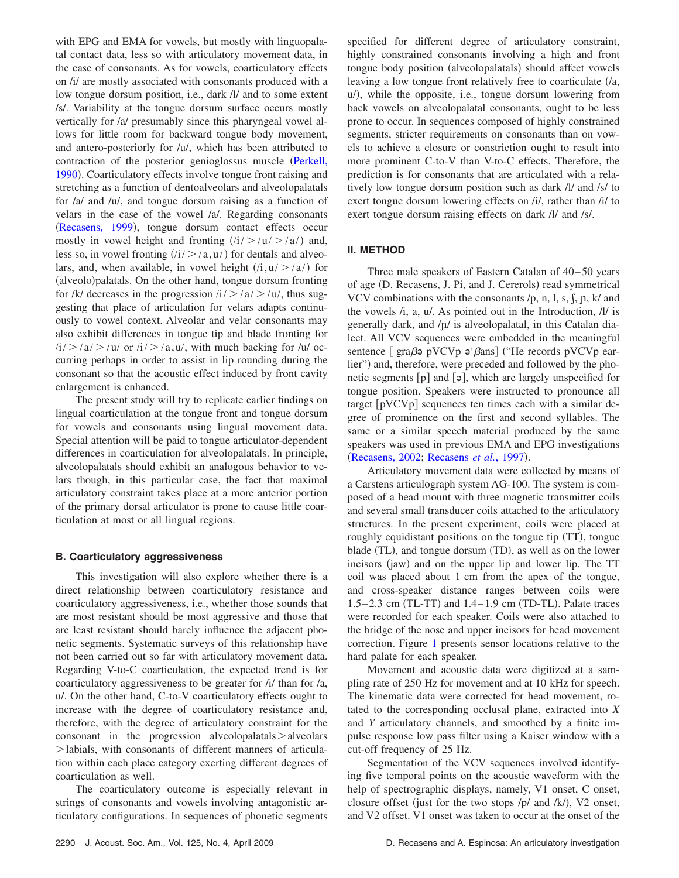with EPG and EMA for vowels, but mostly with linguopalatal contact data, less so with articulatory movement data, in the case of consonants. As for vowels, coarticulatory effects on /i/ are mostly associated with consonants produced with a low tongue dorsum position, i.e., dark /l/ and to some extent /s/. Variability at the tongue dorsum surface occurs mostly vertically for /a/ presumably since this pharyngeal vowel allows for little room for backward tongue body movement, and antero-posteriorly for /u/, which has been attributed to contraction of the posterior genioglossus muscle (Perkell, 1990). Coarticulatory effects involve tongue front raising and stretching as a function of dentoalveolars and alveolopalatals for /a/ and /u/, and tongue dorsum raising as a function of velars in the case of the vowel /a/. Regarding consonants (Recasens, 1999), tongue dorsum contact effects occur mostly in vowel height and fronting (/i/ > /u/ > /a/) and, less so, in vowel fronting (/i/ > /a, u/) for dentals and alveolars, and, when available, in vowel height (/i, u/ > /a/) for (alveolo)palatals. On the other hand, tongue dorsum fronting for /k/ decreases in the progression /i/ > /a/ > /u/, thus suggesting that place of articulation for velars adapts continuously to vowel context. Alveolar and velar consonants may also exhibit differences in tongue tip and blade fronting for /i/ > /a/ > /u/ or /i/ > /a, u/, with much backing for /u/ occurring perhaps in order to assist in lip rounding during the consonant so that the acoustic effect induced by front cavity enlargement is enhanced.

The present study will try to replicate earlier findings on lingual coarticulation at the tongue front and tongue dorsum for vowels and consonants using lingual movement data. Special attention will be paid to tongue articulator-dependent differences in coarticulation for alveolopalatals. In principle, alveolopalatals should exhibit an analogous behavior to velars though, in this particular case, the fact that maximal articulatory constraint takes place at a more anterior portion of the primary dorsal articulator is prone to cause little coarticulation at most or all lingual regions.

### B. Coarticulatory aggressiveness

This investigation will also explore whether there is a direct relationship between coarticulatory resistance and coarticulatory aggressiveness, i.e., whether those sounds that are most resistant should be most aggressive and those that are least resistant should barely influence the adjacent phonetic segments. Systematic surveys of this relationship have not been carried out so far with articulatory movement data. Regarding V-to-C coarticulation, the expected trend is for coarticulatory aggressiveness to be greater for /i/ than for /a, u/. On the other hand, C-to-V coarticulatory effects ought to increase with the degree of coarticulatory resistance and, therefore, with the degree of articulatory constraint for the consonant in the progression alveolopalatals > alveolars > labials, with consonants of different manners of articulation within each place category exerting different degrees of coarticulation as well.

The coarticulatory outcome is especially relevant in strings of consonants and vowels involving antagonistic articulatory configurations. In sequences of phonetic segments specified for different degree of articulatory constraint, highly constrained consonants involving a high and front tongue body position (alveolopalatals) should affect vowels leaving a low tongue front relatively free to coarticulate (/a, u/), while the opposite, i.e., tongue dorsum lowering from back vowels on alveolopalatal consonants, ought to be less prone to occur. In sequences composed of highly constrained segments, stricter requirements on consonants than on vowels to achieve a closure or constriction ought to result into more prominent C-to-V than V-to-C effects. Therefore, the prediction is for consonants that are articulated with a relatively low tongue dorsum position such as dark /l/ and /s/ to exert tongue dorsum lowering effects on /i/, rather than /i/ to exert tongue dorsum raising effects on dark /l/ and /s/.

## II. METHOD

Three male speakers of Eastern Catalan of 40–50 years of age (D. Recasens, J. Pi, and J. Cererols) read symmetrical VCV combinations with the consonants /p, n, l, s, ʃ, ɲ, k/ and the vowels /i, a, u/. As pointed out in the Introduction, /l/ is generally dark, and /ɲ/ is alveolopalatal, in this Catalan dialect. All VCV sequences were embedded in the meaningful sentence [ˈɡraβə pVCVp əˈβans] ("He records pVCVp earlier") and, therefore, were preceded and followed by the phonetic segments [p] and [ə], which are largely unspecified for tongue position. Speakers were instructed to pronounce all target [pVCVp] sequences ten times each with a similar degree of prominence on the first and second syllables. The same or a similar speech material produced by the same speakers was used in previous EMA and EPG investigations (Recasens, 2002; Recasens *et al.*, 1997).

Articulatory movement data were collected by means of a Carstens articulograph system AG-100. The system is composed of a head mount with three magnetic transmitter coils and several small transducer coils attached to the articulatory structures. In the present experiment, coils were placed at roughly equidistant positions on the tongue tip (TT), tongue blade (TL), and tongue dorsum (TD), as well as on the lower incisors (jaw) and on the upper lip and lower lip. The TT coil was placed about 1 cm from the apex of the tongue, and cross-speaker distance ranges between coils were 1.5–2.3 cm (TL-TT) and 1.4–1.9 cm (TD-TL). Palate traces were recorded for each speaker. Coils were also attached to the bridge of the nose and upper incisors for head movement correction. Figure 1 presents sensor locations relative to the hard palate for each speaker.

Movement and acoustic data were digitized at a sampling rate of 250 Hz for movement and at 10 kHz for speech. The kinematic data were corrected for head movement, rotated to the corresponding occlusal plane, extracted into $X$ and $Y$ articulatory channels, and smoothed by a finite impulse response low pass filter using a Kaiser window with a cut-off frequency of 25 Hz.

Segmentation of the VCV sequences involved identifying five temporal points on the acoustic waveform with the help of spectrographic displays, namely, V1 onset, C onset, closure offset (just for the two stops /p/ and /k/), V2 onset, and V2 offset. V1 onset was taken to occur at the onset of the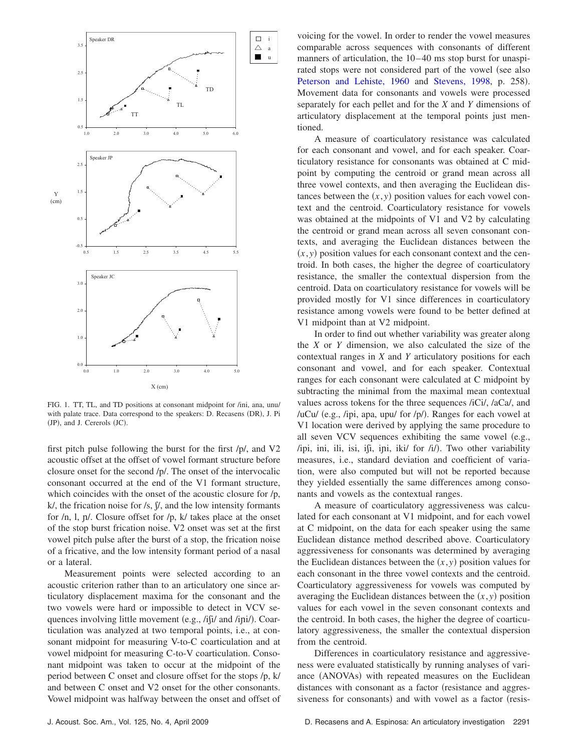FIG. 1. TT, TL, and TD positions at consonant midpoint for /ini, ana, unu/ with palate trace. Data correspond to the speakers: D. Recasens (DR), J. Pi (JP), and J. Cererols (JC).

first pitch pulse following the burst for the first /p/, and V2 acoustic offset at the offset of vowel formant structure before closure onset for the second /p/. The onset of the intervocalic consonant occurred at the end of the V1 formant structure, which coincides with the onset of the acoustic closure for /p, k/, the frication noise for /s, ʃ/, and the low intensity formants for /n, l, ɲ/. Closure offset for /p, k/ takes place at the onset of the stop burst frication noise. V2 onset was set at the first vowel pitch pulse after the burst of a stop, the frication noise of a fricative, and the low intensity formant period of a nasal or a lateral.

Measurement points were selected according to an acoustic criterion rather than to an articulatory one since articulatory displacement maxima for the consonant and the two vowels were hard or impossible to detect in VCV sequences involving little movement (e.g., /iʃi/ and /iɲi/). Coarticulation was analyzed at two temporal points, i.e., at consonant midpoint for measuring V-to-C coarticulation and at vowel midpoint for measuring C-to-V coarticulation. Consonant midpoint was taken to occur at the midpoint of the period between C onset and closure offset for the stops /p, k/ and between C onset and V2 onset for the other consonants. Vowel midpoint was halfway between the onset and offset of voicing for the vowel. In order to render the vowel measures comparable across sequences with consonants of different manners of articulation, the 10–40 ms stop burst for unaspirated stops were not considered part of the vowel (see also Peterson and Lehiste, 1960 and Stevens, 1998, p. 258). Movement data for consonants and vowels were processed separately for each pellet and for the $X$ and $Y$ dimensions of articulatory displacement at the temporal points just mentioned.

A measure of coarticulatory resistance was calculated for each consonant and vowel, and for each speaker. Coarticulatory resistance for consonants was obtained at C midpoint by computing the centroid or grand mean across all three vowel contexts, and then averaging the Euclidean distances between the $(x,y)$ position values for each vowel context and the centroid. Coarticulatory resistance for vowels was obtained at the midpoints of V1 and V2 by calculating the centroid or grand mean across all seven consonant contexts, and averaging the Euclidean distances between the $(x,y)$ position values for each consonant context and the centroid. In both cases, the higher the degree of coarticulatory resistance, the smaller the contextual dispersion from the centroid. Data on coarticulatory resistance for vowels will be provided mostly for V1 since differences in coarticulatory resistance among vowels were found to be better defined at V1 midpoint than at V2 midpoint.

In order to find out whether variability was greater along the $X$ or $Y$ dimension, we also calculated the size of the contextual ranges in $X$ and $Y$ articulatory positions for each consonant and vowel, and for each speaker. Contextual ranges for each consonant were calculated at C midpoint by subtracting the minimal from the maximal mean contextual values across tokens for the three sequences /iCi/, /aCa/, and /uCu/ (e.g., /ipi, apa, upu/ for /p/). Ranges for each vowel at V1 location were derived by applying the same procedure to all seven VCV sequences exhibiting the same vowel (e.g., /ipi, ini, ili, isi, iʃi, iɲi, iki/ for /i/). Two other variability measures, i.e., standard deviation and coefficient of variation, were also computed but will not be reported because they yielded essentially the same differences among consonants and vowels as the contextual ranges.

A measure of coarticulatory aggressiveness was calculated for each consonant at V1 midpoint, and for each vowel at C midpoint, on the data for each speaker using the same Euclidean distance method described above. Coarticulatory aggressiveness for consonants was determined by averaging the Euclidean distances between the $(x,y)$ position values for each consonant in the three vowel contexts and the centroid. Coarticulatory aggressiveness for vowels was computed by averaging the Euclidean distances between the $(x,y)$ position values for each vowel in the seven consonant contexts and the centroid. In both cases, the higher the degree of coarticulatory aggressiveness, the smaller the contextual dispersion from the centroid.

Differences in coarticulatory resistance and aggressiveness were evaluated statistically by running analyses of variance (ANOVAs) with repeated measures on the Euclidean distances with consonant as a factor (resistance and aggressiveness for consonants) and with vowel as a factor (resis-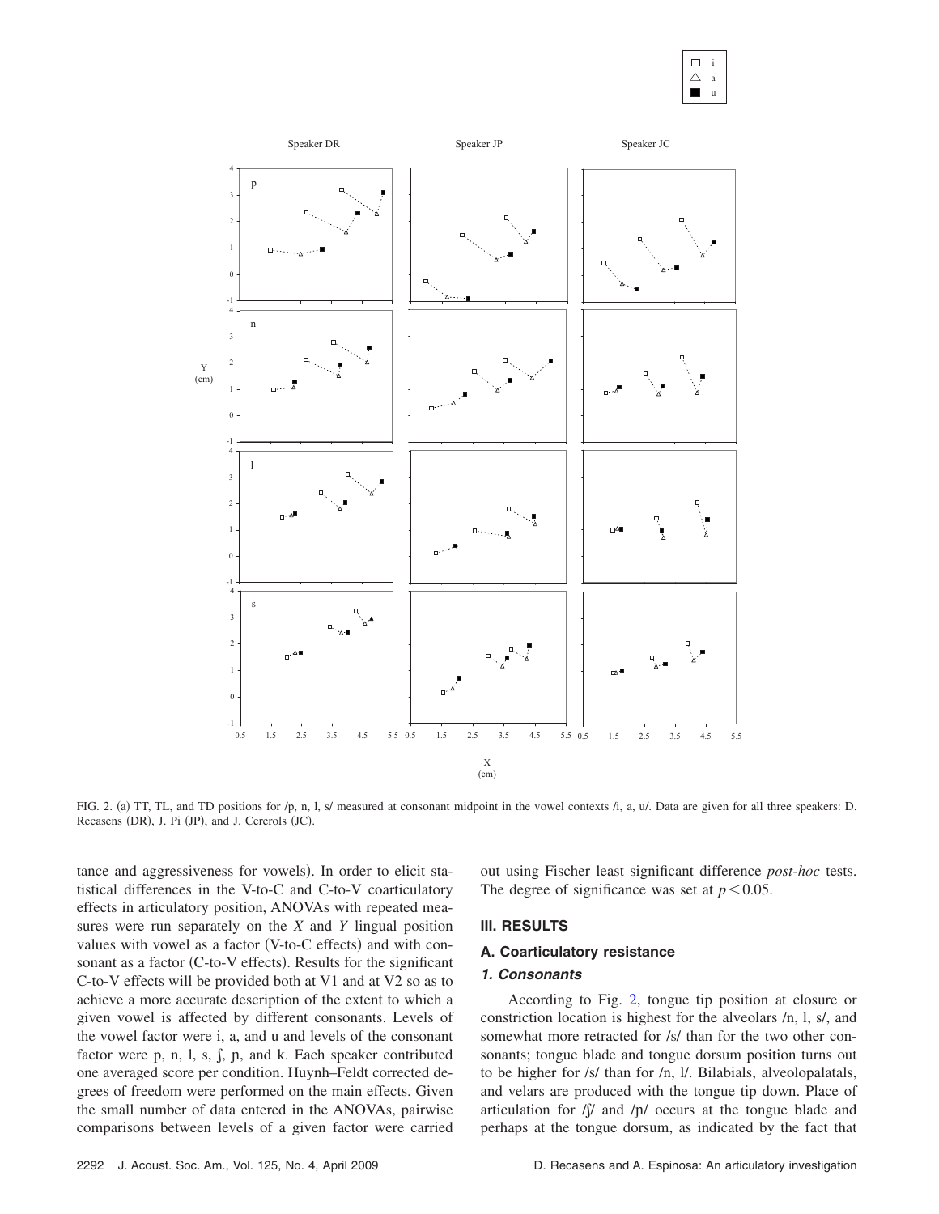FIG. 2. (a) TT, TL, and TD positions for /p, n, l, s/ measured at consonant midpoint in the vowel contexts /i, a, u/. Data are given for all three speakers: D. Recasens (DR), J. Pi (JP), and J. Cererols (JC).

tance and aggressiveness for vowels). In order to elicit statistical differences in the V-to-C and C-to-V coarticulatory effects in articulatory position, ANOVAs with repeated measures were run separately on the $X$ and $Y$ lingual position values with vowel as a factor (V-to-C effects) and with consonant as a factor (C-to-V effects). Results for the significant C-to-V effects will be provided both at V1 and at V2 so as to achieve a more accurate description of the extent to which a given vowel is affected by different consonants. Levels of the vowel factor were i, a, and u and levels of the consonant factor were p, n, l, s, ʃ, ɲ, and k. Each speaker contributed one averaged score per condition. Huynh–Feldt corrected degrees of freedom were performed on the main effects. Given the small number of data entered in the ANOVAs, pairwise comparisons between levels of a given factor were carried out using Fischer least significant difference *post-hoc* tests. The degree of significance was set at $p < 0.05$.

## III. RESULTS

### A. Coarticulatory resistance

#### *1. Consonants*

According to Fig. 2, tongue tip position at closure or constriction location is highest for the alveolars /n, l, s/, and somewhat more retracted for /s/ than for the two other consonants; tongue blade and tongue dorsum position turns out to be higher for /s/ than for /n, l/. Bilabials, alveolopalatals, and velars are produced with the tongue tip down. Place of articulation for /ʃ/ and /ɲ/ occurs at the tongue blade and perhaps at the tongue dorsum, as indicated by the fact that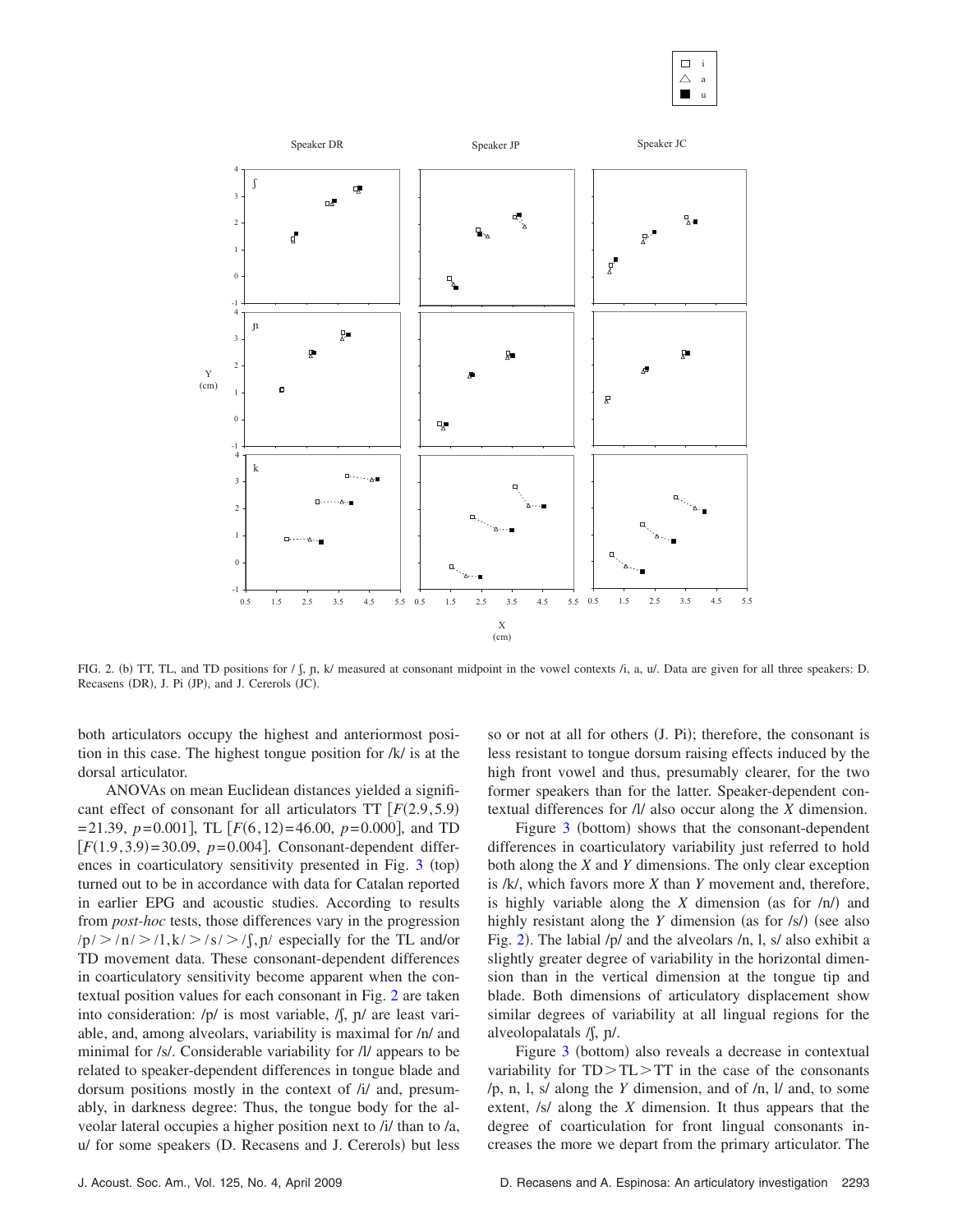FIG. 2. (b) TT, TL, and TD positions for /ʃ, ɲ, k/ measured at consonant midpoint in the vowel contexts /i, a, u/. Data are given for all three speakers: D. Recasens (DR), J. Pi (JP), and J. Cererols (JC).

both articulators occupy the highest and anteriormost position in this case. The highest tongue position for /k/ is at the dorsal articulator.

ANOVAs on mean Euclidean distances yielded a significant effect of consonant for all articulators TT $[F(2.9,5.9) = 21.39,\ p = 0.001]$, TL $[F(6,12) = 46.00,\ p = 0.000]$, and TD $[F(1.9,3.9) = 30.09,\ p = 0.004]$. Consonant-dependent differences in coarticulatory sensitivity presented in Fig. 3 (top) turned out to be in accordance with data for Catalan reported in earlier EPG and acoustic studies. According to results from *post-hoc* tests, those differences vary in the progression /p/ > /n/ > /l, k/ > /s/ > /ʃ, ɲ/ especially for the TL and/or TD movement data. These consonant-dependent differences in coarticulatory sensitivity become apparent when the contextual position values for each consonant in Fig. 2 are taken into consideration: /p/ is most variable, /ʃ, ɲ/ are least variable, and, among alveolars, variability is maximal for /n/ and minimal for /s/. Considerable variability for /l/ appears to be related to speaker-dependent differences in tongue blade and dorsum positions mostly in the context of /i/ and, presumably, in darkness degree: Thus, the tongue body for the alveolar lateral occupies a higher position next to /i/ than to /a, u/ for some speakers (D. Recasens and J. Cererols) but less so or not at all for others (J. Pi); therefore, the consonant is less resistant to tongue dorsum raising effects induced by the high front vowel and thus, presumably clearer, for the two former speakers than for the latter. Speaker-dependent contextual differences for /l/ also occur along the *X* dimension.

Figure 3 (bottom) shows that the consonant-dependent differences in coarticulatory variability just referred to hold both along the *X* and *Y* dimensions. The only clear exception is /k/, which favors more *X* than *Y* movement and, therefore, is highly variable along the *X* dimension (as for /n/) and highly resistant along the *Y* dimension (as for /s/) (see also Fig. 2). The labial /p/ and the alveolars /n, l, s/ also exhibit a slightly greater degree of variability in the horizontal dimension than in the vertical dimension at the tongue tip and blade. Both dimensions of articulatory displacement show similar degrees of variability at all lingual regions for the alveolopalatals /ʃ, ɲ/.

Figure 3 (bottom) also reveals a decrease in contextual variability for TD > TL > TT in the case of the consonants /p, n, l, s/ along the *Y* dimension, and of /n, l/ and, to some extent, /s/ along the *X* dimension. It thus appears that the degree of coarticulation for front lingual consonants increases the more we depart from the primary articulator. The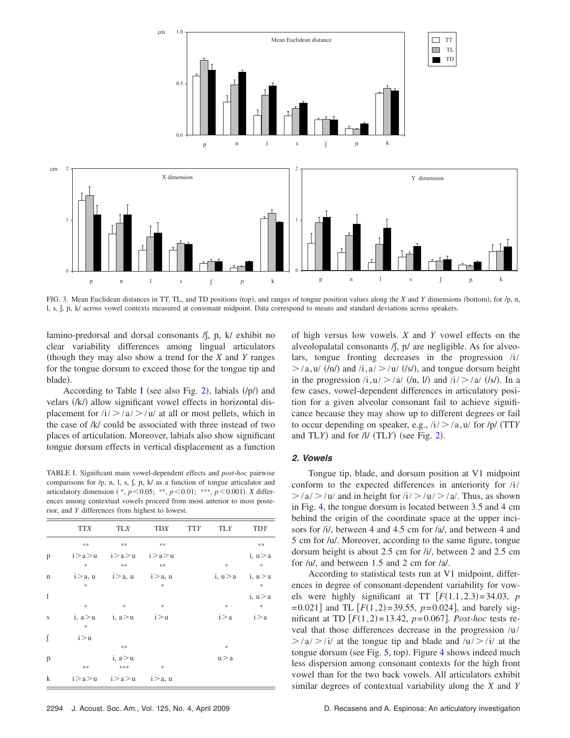FIG. 3. Mean Euclidean distances in TT, TL, and TD positions (top), and ranges of tongue position values along the X and Y dimensions (bottom), for /p, n, l, s, ʃ, ɲ, k/ across vowel contexts measured at consonant midpoint. Data correspond to means and standard deviations across speakers.

lamino-predorsal and dorsal consonants /ʃ, ɲ, k/ exhibit no clear variability differences among lingual articulators (though they may also show a trend for the X and Y ranges for the tongue dorsum to exceed those for the tongue tip and blade).

According to Table I (see also Fig. 2), labials (/p/) and velars (/k/) allow significant vowel effects in horizontal displacement for /i/ > /a/ > /u/ at all or most pellets, which in the case of /k/ could be associated with three instead of two places of articulation. Moreover, labials also show significant tongue dorsum effects in vertical displacement as a function of high versus low vowels. X and Y vowel effects on the alveolopalatal consonants /ʃ, ɲ/ are negligible. As for alveolars, tongue fronting decreases in the progression /i/ > /a, u/ (/n/) and /i, a/ > /u/ (/s/), and tongue dorsum height in the progression /i, u/ > /a/ (/n, l/) and /i/ > /a/ (/s/). In a few cases, vowel-dependent differences in articulatory position for a given alveolar consonant fail to achieve significance because they may show up to different degrees or fail to occur depending on speaker, e.g., /i/ > /a, u/ for /p/ (TTY and TLY) and for /l/ (TLY) (see Fig. 2).

TABLE I. Significant main vowel-dependent effects and *post-hoc* pairwise comparisons for /p, n, l, s, ʃ, ɲ, k/ as a function of tongue articulator and articulatory dimension (*, $p<0.05$; **, $p<0.01$; ***, $p<0.001$). X differences among contextual vowels proceed from most anterior to most posterior, and Y differences from highest to lowest.

| | TTX | TLX | TDX | TTY | TLY | TDY |
|---|---|---|---|---|---|---|
| p | ** i>a>u | ** i>a>u | ** i>a>u | | | ** i, u>a |
| n | * i>a, u | ** i>a, u | ** i>a, u | | * i, u>a | * i, u>a |
| l | | | | | | * i, u>a |
| s | * i, a>u | * i, a>u | * i>u | | * i>a | * i>a |
| ʃ | * i>u | | | | | |
| ɲ | | ** i, a>u | | | * u>a | |
| k | ** i>a>u | *** i>a>u | * i>a, u | | | |

### 2. Vowels

Tongue tip, blade, and dorsum position at V1 midpoint conform to the expected differences in anteriority for /i/ > /a/ > /u/ and in height for /i/ > /u/ > /a/. Thus, as shown in Fig. 4, the tongue dorsum is located between 3.5 and 4 cm behind the origin of the coordinate space at the upper incisors for /i/, between 4 and 4.5 cm for /a/, and between 4 and 5 cm for /u/. Moreover, according to the same figure, tongue dorsum height is about 2.5 cm for /i/, between 2 and 2.5 cm for /u/, and between 1.5 and 2 cm for /a/.

According to statistical tests run at V1 midpoint, differences in degree of consonant-dependent variability for vowels were highly significant at TT [$F(1.1,2.3)=34.03$, $p=0.021$] and TL [$F(1,2)=39.55$, $p=0.024$], and barely significant at TD [$F(1,2)=13.42$, $p=0.067$]. *Post-hoc* tests reveal that those differences decrease in the progression /u/ > /a/ > /i/ at the tongue tip and blade and /u/ > /i/ at the tongue dorsum (see Fig. 5, top). Figure 4 shows indeed much less dispersion among consonant contexts for the high front vowel than for the two back vowels. All articulators exhibit similar degrees of contextual variability along the X and Y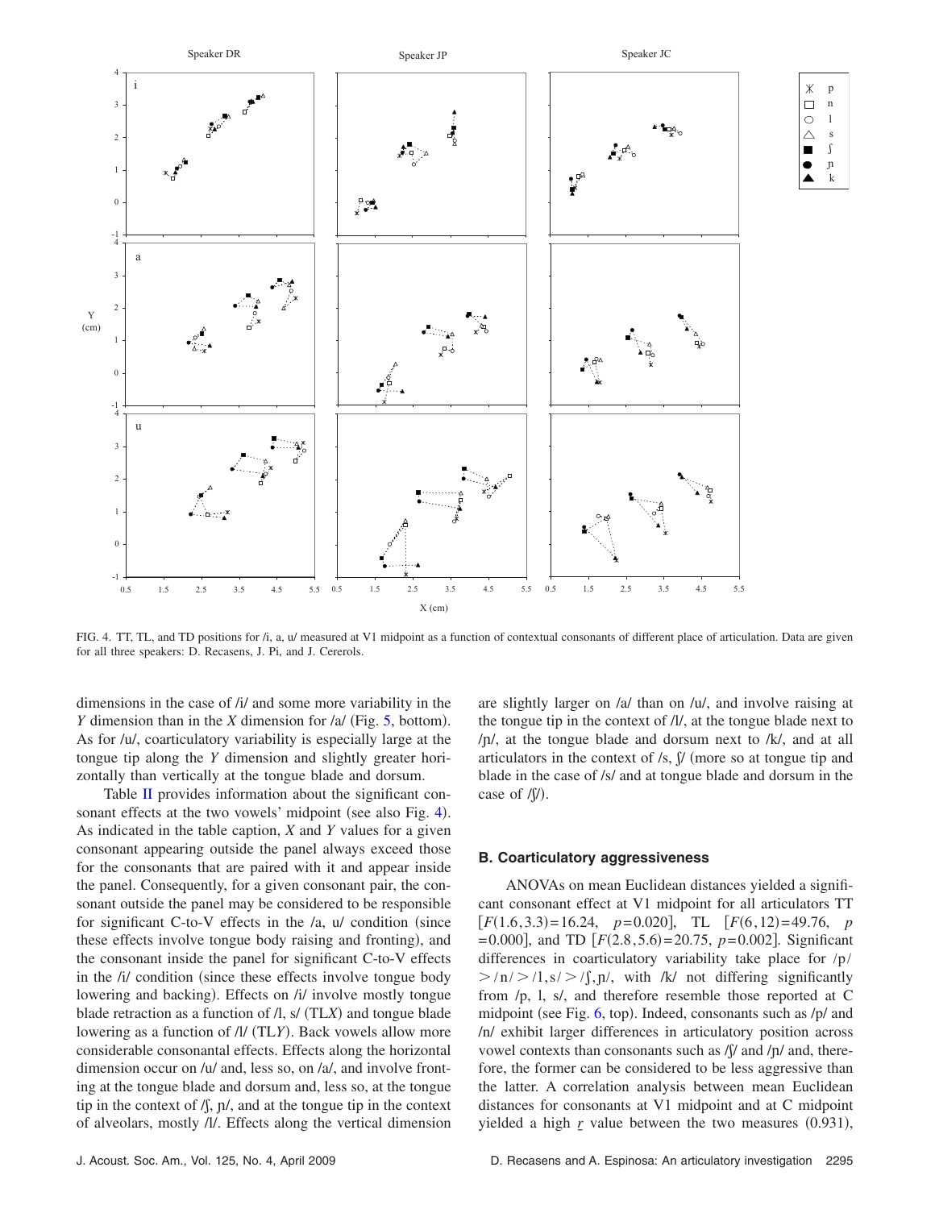FIG. 4. TT, TL, and TD positions for /i, a, u/ measured at V1 midpoint as a function of contextual consonants of different place of articulation. Data are given for all three speakers: D. Recasens, J. Pi, and J. Cererols.

dimensions in the case of /i/ and some more variability in the *Y* dimension than in the *X* dimension for /a/ (Fig. 5, bottom). As for /u/, coarticulatory variability is especially large at the tongue tip along the *Y* dimension and slightly greater horizontally than vertically at the tongue blade and dorsum.

Table II provides information about the significant consonant effects at the two vowels' midpoint (see also Fig. 4). As indicated in the table caption, *X* and *Y* values for a given consonant appearing outside the panel always exceed those for the consonants that are paired with it and appear inside the panel. Consequently, for a given consonant pair, the consonant outside the panel may be considered to be responsible for significant C-to-V effects in the /a, u/ condition (since these effects involve tongue body raising and fronting), and the consonant inside the panel for significant C-to-V effects in the /i/ condition (since these effects involve tongue body lowering and backing). Effects on /i/ involve mostly tongue blade retraction as a function of /l, s/ (TL*X*) and tongue blade lowering as a function of /l/ (TL*Y*). Back vowels allow more considerable consonantal effects. Effects along the horizontal dimension occur on /u/ and, less so, on /a/, and involve fronting at the tongue blade and dorsum and, less so, at the tongue tip in the context of /ʃ, ɲ/, and at the tongue tip in the context of alveolars, mostly /l/. Effects along the vertical dimension are slightly larger on /a/ than on /u/, and involve raising at the tongue tip in the context of /l/, at the tongue blade next to /ɲ/, at the tongue blade and dorsum next to /k/, and at all articulators in the context of /s, ʃ/ (more so at tongue tip and blade in the case of /s/ and at tongue blade and dorsum in the case of /ʃ/).

### B. Coarticulatory aggressiveness

ANOVAs on mean Euclidean distances yielded a significant consonant effect at V1 midpoint for all articulators TT $[F(1.6,3.3)=16.24,\ p=0.020]$, TL $[F(6,12)=49.76,\ p=0.000]$, and TD $[F(2.8,5.6)=20.75,\ p=0.002]$. Significant differences in coarticulatory variability take place for /p/ $>$ /n/ $>$ /l, s/ $>$ /ʃ, ɲ/, with /k/ not differing significantly from /p, l, s/, and therefore resemble those reported at C midpoint (see Fig. 6, top). Indeed, consonants such as /p/ and /n/ exhibit larger differences in articulatory position across vowel contexts than consonants such as /ʃ/ and /ɲ/ and, therefore, the former can be considered to be less aggressive than the latter. A correlation analysis between mean Euclidean distances for consonants at V1 midpoint and at C midpoint yielded a high $r$ value between the two measures (0.931),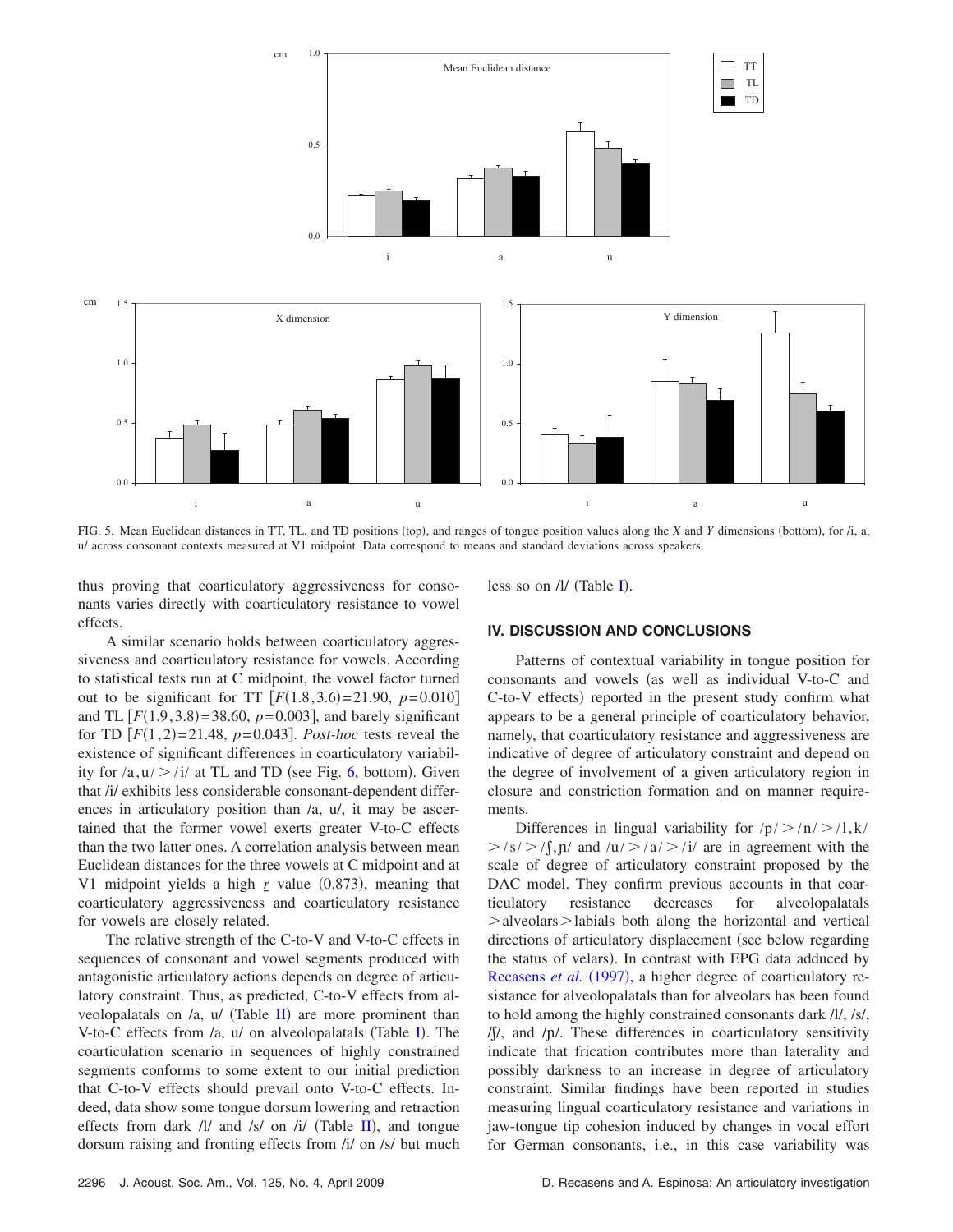FIG. 5. Mean Euclidean distances in TT, TL, and TD positions (top), and ranges of tongue position values along the $X$ and $Y$ dimensions (bottom), for /i, a, u/ across consonant contexts measured at V1 midpoint. Data correspond to means and standard deviations across speakers.

thus proving that coarticulatory aggressiveness for consonants varies directly with coarticulatory resistance to vowel effects.

A similar scenario holds between coarticulatory aggressiveness and coarticulatory resistance for vowels. According to statistical tests run at C midpoint, the vowel factor turned out to be significant for TT [$F(1.8,3.6)=21.90$, $p=0.010$] and TL [$F(1.9,3.8)=38.60$, $p=0.003$], and barely significant for TD [$F(1,2)=21.48$, $p=0.043$]. *Post-hoc* tests reveal the existence of significant differences in coarticulatory variability for /a,u/ > /i/ at TL and TD (see Fig. 6, bottom). Given that /i/ exhibits less considerable consonant-dependent differences in articulatory position than /a, u/, it may be ascertained that the former vowel exerts greater V-to-C effects than the two latter ones. A correlation analysis between mean Euclidean distances for the three vowels at C midpoint and at V1 midpoint yields a high $r$ value (0.873), meaning that coarticulatory aggressiveness and coarticulatory resistance for vowels are closely related.

The relative strength of the C-to-V and V-to-C effects in sequences of consonant and vowel segments produced with antagonistic articulatory actions depends on degree of articulatory constraint. Thus, as predicted, C-to-V effects from alveolopalatals on /a, u/ (Table II) are more prominent than V-to-C effects from /a, u/ on alveolopalatals (Table I). The coarticulation scenario in sequences of highly constrained segments conforms to some extent to our initial prediction that C-to-V effects should prevail onto V-to-C effects. Indeed, data show some tongue dorsum lowering and retraction effects from dark /l/ and /s/ on /i/ (Table II), and tongue dorsum raising and fronting effects from /i/ on /s/ but much less so on /l/ (Table I).

## IV. DISCUSSION AND CONCLUSIONS

Patterns of contextual variability in tongue position for consonants and vowels (as well as individual V-to-C and C-to-V effects) reported in the present study confirm what appears to be a general principle of coarticulatory behavior, namely, that coarticulatory resistance and aggressiveness are indicative of degree of articulatory constraint and depend on the degree of involvement of a given articulatory region in closure and constriction formation and on manner requirements.

Differences in lingual variability for /p/ > /n/ > /l, k/ > /s/ > /ʃ, ɲ/ and /u/ > /a/ > /i/ are in agreement with the scale of degree of articulatory constraint proposed by the DAC model. They confirm previous accounts in that coarticulatory resistance decreases for alveolopalatals > alveolars > labials both along the horizontal and vertical directions of articulatory displacement (see below regarding the status of velars). In contrast with EPG data adduced by Recasens *et al.* (1997), a higher degree of coarticulatory resistance for alveolopalatals than for alveolars has been found to hold among the highly constrained consonants dark /l/, /s/, /ʃ/, and /ɲ/. These differences in coarticulatory sensitivity indicate that frication contributes more than laterality and possibly darkness to an increase in degree of articulatory constraint. Similar findings have been reported in studies measuring lingual coarticulatory resistance and variations in jaw-tongue tip cohesion induced by changes in vocal effort for German consonants, i.e., in this case variability was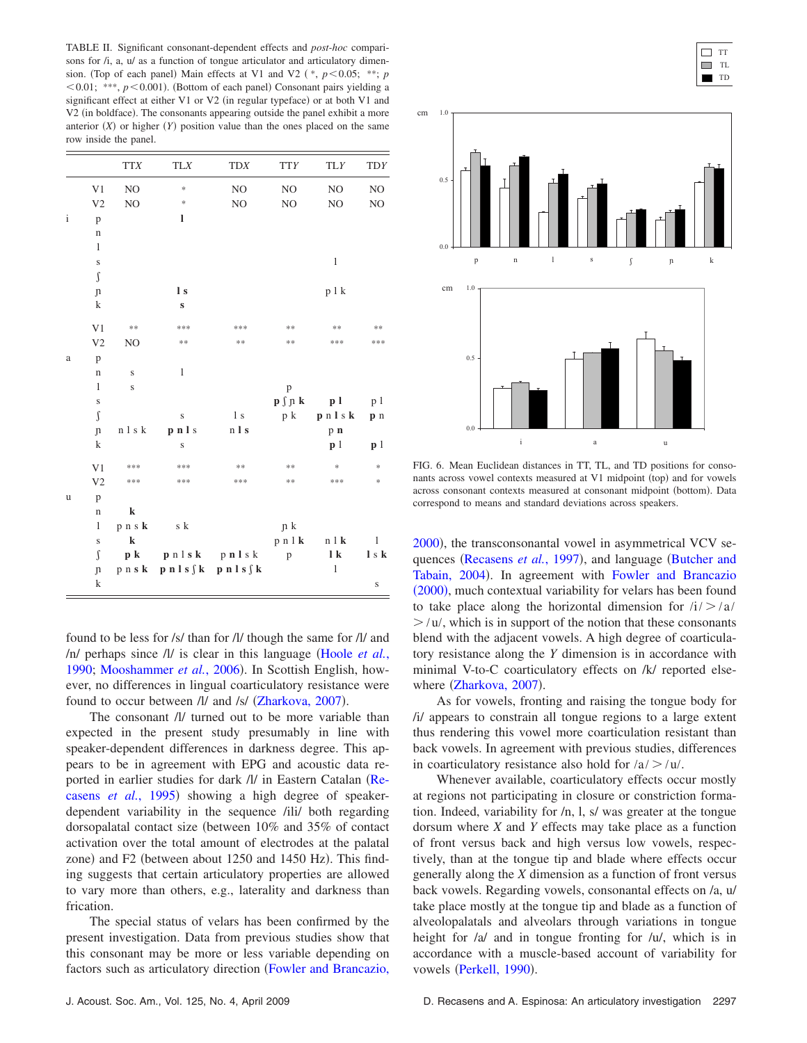TABLE II. Significant consonant-dependent effects and *post-hoc* comparisons for /i, a, u/ as a function of tongue articulator and articulatory dimension. (Top of each panel) Main effects at V1 and V2 ( *, $p<0.05$; **; $p<0.01$; ***, $p<0.001$). (Bottom of each panel) Consonant pairs yielding a significant effect at either V1 or V2 (in regular typeface) or at both V1 and V2 (in boldface). The consonants appearing outside the panel exhibit a more anterior ($X$) or higher ($Y$) position value than the ones placed on the same row inside the panel.

| | | TTX | TLX | TDX | TTY | TLY | TDY |
|---|---|---|---|---|---|---|---|
| | V1 | NO | * | NO | NO | NO | NO |
| | V2 | NO | * | NO | NO | NO | NO |
| i | p | | **l** | | | | |
| | n | | | | | | |
| | l | | | | | | |
| | s | | | | | l | |
| | ʃ | | | | | | |
| | ɲ | | **l s** | | | p l k | |
| | k | | **s** | | | | |
| | V1 | ** | *** | *** | ** | ** | ** |
| | V2 | NO | ** | ** | ** | *** | *** |
| a | p | | | | | | |
| | n | s | l | | | | |
| | l | s | | | p | | |
| | s | | | | **p ʃ ɲ k** | **p l** | p l |
| | ʃ | | s | l s | p k | **p** n l s **k** | **p** n |
| | ɲ | n l s k | **p n l** s | n **l s** | | p **n** | |
| | k | | s | | | **p** l | **p** l |
| | V1 | *** | *** | ** | ** | * | * |
| | V2 | *** | *** | *** | ** | *** | * |
| u | p | | | | | | |
| | n | **k** | | | | | |
| | l | p n s **k** | s k | | ɲ k | | |
| | s | **k** | | | p n l **k** | n l **k** | l |
| | ʃ | **p k** | **p** n l **s k** | p **n l** s k | p | **l k** | l s **k** |
| | ɲ | p n s **k** | **p n l s ʃ k** | **p n l s ʃ k** | | l | |
| | k | | | | | | s |

found to be less for /s/ than for /l/ though the same for /l/ and /n/ perhaps since /l/ is clear in this language (Hoole *et al.*, 1990; Mooshammer *et al.*, 2006). In Scottish English, however, no differences in lingual coarticulatory resistance were found to occur between /l/ and /s/ (Zharkova, 2007).

The consonant /l/ turned out to be more variable than expected in the present study presumably in line with speaker-dependent differences in darkness degree. This appears to be in agreement with EPG and acoustic data reported in earlier studies for dark /l/ in Eastern Catalan (Recasens *et al.*, 1995) showing a high degree of speaker-dependent variability in the sequence /ili/ both regarding dorsopalatal contact size (between 10% and 35% of contact activation over the total amount of electrodes at the palatal zone) and F2 (between about 1250 and 1450 Hz). This finding suggests that certain articulatory properties are allowed to vary more than others, e.g., laterality and darkness than frication.

The special status of velars has been confirmed by the present investigation. Data from previous studies show that this consonant may be more or less variable depending on factors such as articulatory direction (Fowler and Brancazio, 2000), the transconsonantal vowel in asymmetrical VCV sequences (Recasens *et al.*, 1997), and language (Butcher and Tabain, 2004). In agreement with Fowler and Brancazio (2000), much contextual variability for velars has been found to take place along the horizontal dimension for /i/ > /a/ > /u/, which is in support of the notion that these consonants blend with the adjacent vowels. A high degree of coarticulatory resistance along the $Y$ dimension is in accordance with minimal V-to-C coarticulatory effects on /k/ reported elsewhere (Zharkova, 2007).

As for vowels, fronting and raising the tongue body for /i/ appears to constrain all tongue regions to a large extent thus rendering this vowel more coarticulation resistant than back vowels. In agreement with previous studies, differences in coarticulatory resistance also hold for /a/ > /u/.

Whenever available, coarticulatory effects occur mostly at regions not participating in closure or constriction formation. Indeed, variability for /n, l, s/ was greater at the tongue dorsum where $X$ and $Y$ effects may take place as a function of front versus back and high versus low vowels, respectively, than at the tongue tip and blade where effects occur generally along the $X$ dimension as a function of front versus back vowels. Regarding vowels, consonantal effects on /a, u/ take place mostly at the tongue tip and blade as a function of alveolopalatals and alveolars through variations in tongue height for /a/ and in tongue fronting for /u/, which is in accordance with a muscle-based account of variability for vowels (Perkell, 1990).

FIG. 6. Mean Euclidean distances in TT, TL, and TD positions for consonants across vowel contexts measured at V1 midpoint (top) and for vowels across consonant contexts measured at consonant midpoint (bottom). Data correspond to means and standard deviations across speakers.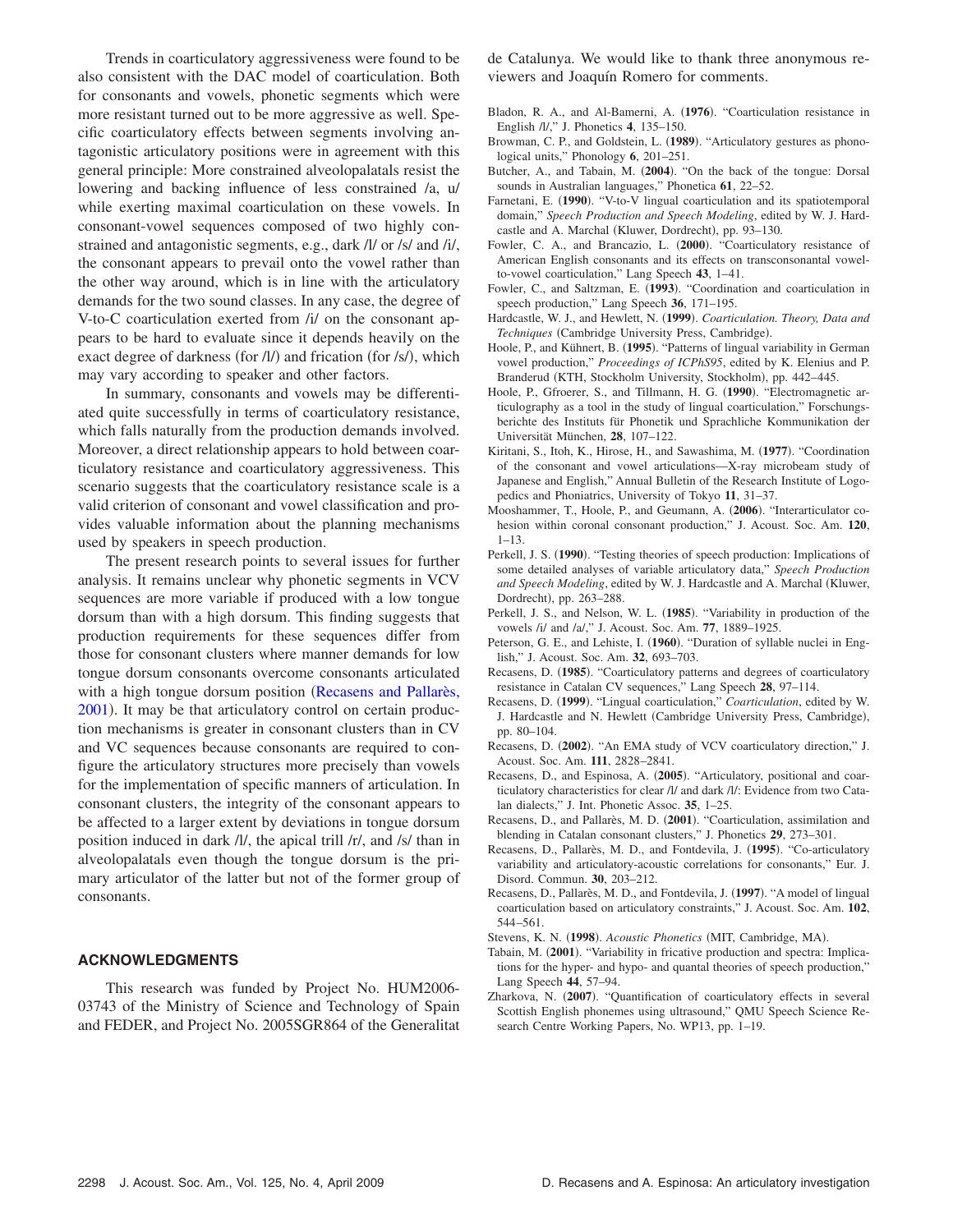Trends in coarticulatory aggressiveness were found to be also consistent with the DAC model of coarticulation. Both for consonants and vowels, phonetic segments which were more resistant turned out to be more aggressive as well. Specific coarticulatory effects between segments involving antagonistic articulatory positions were in agreement with this general principle: More constrained alveolopalatals resist the lowering and backing influence of less constrained /a, u/ while exerting maximal coarticulation on these vowels. In consonant-vowel sequences composed of two highly constrained and antagonistic segments, e.g., dark /l/ or /s/ and /i/, the consonant appears to prevail onto the vowel rather than the other way around, which is in line with the articulatory demands for the two sound classes. In any case, the degree of V-to-C coarticulation exerted from /i/ on the consonant appears to be hard to evaluate since it depends heavily on the exact degree of darkness (for /l/) and frication (for /s/), which may vary according to speaker and other factors.

In summary, consonants and vowels may be differentiated quite successfully in terms of coarticulatory resistance, which falls naturally from the production demands involved. Moreover, a direct relationship appears to hold between coarticulatory resistance and coarticulatory aggressiveness. This scenario suggests that the coarticulatory resistance scale is a valid criterion of consonant and vowel classification and provides valuable information about the planning mechanisms used by speakers in speech production.

The present research points to several issues for further analysis. It remains unclear why phonetic segments in VCV sequences are more variable if produced with a low tongue dorsum than with a high dorsum. This finding suggests that production requirements for these sequences differ from those for consonant clusters where manner demands for low tongue dorsum consonants overcome consonants articulated with a high tongue dorsum position (Recasens and Pallarès, 2001). It may be that articulatory control on certain production mechanisms is greater in consonant clusters than in CV and VC sequences because consonants are required to configure the articulatory structures more precisely than vowels for the implementation of specific manners of articulation. In consonant clusters, the integrity of the consonant appears to be affected to a larger extent by deviations in tongue dorsum position induced in dark /l/, the apical trill /r/, and /s/ than in alveolopalatals even though the tongue dorsum is the primary articulator of the latter but not of the former group of consonants.

## ACKNOWLEDGMENTS

This research was funded by Project No. HUM2006-03743 of the Ministry of Science and Technology of Spain and FEDER, and Project No. 2005SGR864 of the Generalitat de Catalunya. We would like to thank three anonymous reviewers and Joaquín Romero for comments.

Bladon, R. A., and Al-Bamerni, A. (**1976**). "Coarticulation resistance in English /l/," J. Phonetics **4**, 135–150.

Browman, C. P., and Goldstein, L. (**1989**). "Articulatory gestures as phonological units," Phonology **6**, 201–251.

Butcher, A., and Tabain, M. (**2004**). "On the back of the tongue: Dorsal sounds in Australian languages," Phonetica **61**, 22–52.

Farnetani, E. (**1990**). "V-to-V lingual coarticulation and its spatiotemporal domain," *Speech Production and Speech Modeling*, edited by W. J. Hardcastle and A. Marchal (Kluwer, Dordrecht), pp. 93–130.

Fowler, C. A., and Brancazio, L. (**2000**). "Coarticulatory resistance of American English consonants and its effects on transconsonantal vowel-to-vowel coarticulation," Lang Speech **43**, 1–41.

Fowler, C., and Saltzman, E. (**1993**). "Coordination and coarticulation in speech production," Lang Speech **36**, 171–195.

Hardcastle, W. J., and Hewlett, N. (**1999**). *Coarticulation. Theory, Data and Techniques* (Cambridge University Press, Cambridge).

Hoole, P., and Kühnert, B. (**1995**). "Patterns of lingual variability in German vowel production," *Proceedings of ICPhS95*, edited by K. Elenius and P. Branderud (KTH, Stockholm University, Stockholm), pp. 442–445.

Hoole, P., Gfroerer, S., and Tillmann, H. G. (**1990**). "Electromagnetic articulography as a tool in the study of lingual coarticulation," Forschungsberichte des Instituts für Phonetik und Sprachliche Kommunikation der Universität München, **28**, 107–122.

Kiritani, S., Itoh, K., Hirose, H., and Sawashima, M. (**1977**). "Coordination of the consonant and vowel articulations—X-ray microbeam study of Japanese and English," Annual Bulletin of the Research Institute of Logopedics and Phoniatrics, University of Tokyo **11**, 31–37.

Mooshammer, T., Hoole, P., and Geumann, A. (**2006**). "Interarticulator cohesion within coronal consonant production," J. Acoust. Soc. Am. **120**, 1–13.

Perkell, J. S. (**1990**). "Testing theories of speech production: Implications of some detailed analyses of variable articulatory data," *Speech Production and Speech Modeling*, edited by W. J. Hardcastle and A. Marchal (Kluwer, Dordrecht), pp. 263–288.

Perkell, J. S., and Nelson, W. L. (**1985**). "Variability in production of the vowels /i/ and /a/," J. Acoust. Soc. Am. **77**, 1889–1925.

Peterson, G. E., and Lehiste, I. (**1960**). "Duration of syllable nuclei in English," J. Acoust. Soc. Am. **32**, 693–703.

Recasens, D. (**1985**). "Coarticulatory patterns and degrees of coarticulatory resistance in Catalan CV sequences," Lang Speech **28**, 97–114.

Recasens, D. (**1999**). "Lingual coarticulation," *Coarticulation*, edited by W. J. Hardcastle and N. Hewlett (Cambridge University Press, Cambridge), pp. 80–104.

Recasens, D. (**2002**). "An EMA study of VCV coarticulatory direction," J. Acoust. Soc. Am. **111**, 2828–2841.

Recasens, D., and Espinosa, A. (**2005**). "Articulatory, positional and coarticulatory characteristics for clear /l/ and dark /l/: Evidence from two Catalan dialects," J. Int. Phonetic Assoc. **35**, 1–25.

Recasens, D., and Pallarès, M. D. (**2001**). "Coarticulation, assimilation and blending in Catalan consonant clusters," J. Phonetics **29**, 273–301.

Recasens, D., Pallarès, M. D., and Fontdevila, J. (**1995**). "Co-articulatory variability and articulatory-acoustic correlations for consonants," Eur. J. Disord. Commun. **30**, 203–212.

Recasens, D., Pallarès, M. D., and Fontdevila, J. (**1997**). "A model of lingual coarticulation based on articulatory constraints," J. Acoust. Soc. Am. **102**, 544–561.

Stevens, K. N. (**1998**). *Acoustic Phonetics* (MIT, Cambridge, MA).

Tabain, M. (**2001**). "Variability in fricative production and spectra: Implications for the hyper- and hypo- and quantal theories of speech production," Lang Speech **44**, 57–94.

Zharkova, N. (**2007**). "Quantification of coarticulatory effects in several Scottish English phonemes using ultrasound," QMU Speech Science Research Centre Working Papers, No. WP13, pp. 1–19.